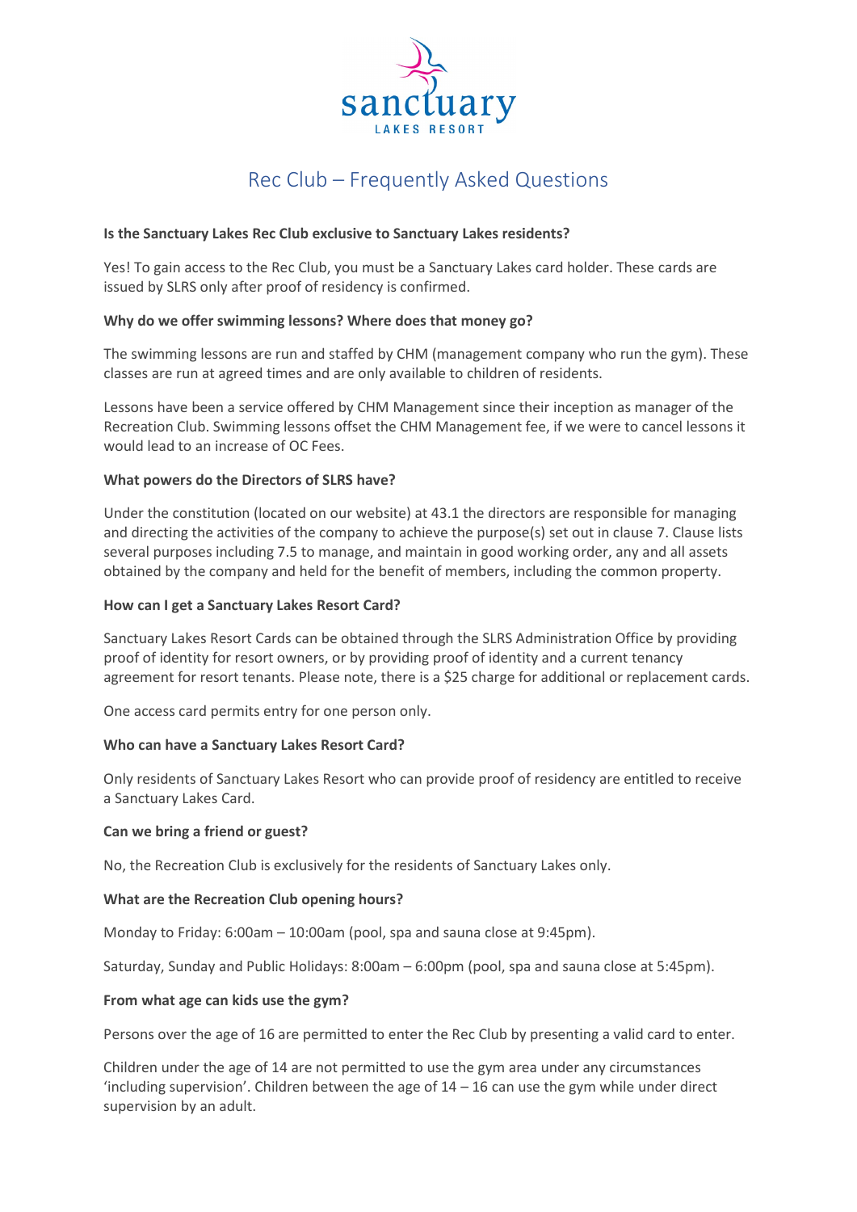sanctuary
LAKES RESORT

# Rec Club – Frequently Asked Questions

**Is the Sanctuary Lakes Rec Club exclusive to Sanctuary Lakes residents?**

Yes! To gain access to the Rec Club, you must be a Sanctuary Lakes card holder. These cards are issued by SLRS only after proof of residency is confirmed.

**Why do we offer swimming lessons? Where does that money go?**

The swimming lessons are run and staffed by CHM (management company who run the gym). These classes are run at agreed times and are only available to children of residents.

Lessons have been a service offered by CHM Management since their inception as manager of the Recreation Club. Swimming lessons offset the CHM Management fee, if we were to cancel lessons it would lead to an increase of OC Fees.

**What powers do the Directors of SLRS have?**

Under the constitution (located on our website) at 43.1 the directors are responsible for managing and directing the activities of the company to achieve the purpose(s) set out in clause 7. Clause lists several purposes including 7.5 to manage, and maintain in good working order, any and all assets obtained by the company and held for the benefit of members, including the common property.

**How can I get a Sanctuary Lakes Resort Card?**

Sanctuary Lakes Resort Cards can be obtained through the SLRS Administration Office by providing proof of identity for resort owners, or by providing proof of identity and a current tenancy agreement for resort tenants. Please note, there is a $25 charge for additional or replacement cards.

One access card permits entry for one person only.

**Who can have a Sanctuary Lakes Resort Card?**

Only residents of Sanctuary Lakes Resort who can provide proof of residency are entitled to receive a Sanctuary Lakes Card.

**Can we bring a friend or guest?**

No, the Recreation Club is exclusively for the residents of Sanctuary Lakes only.

**What are the Recreation Club opening hours?**

Monday to Friday: 6:00am – 10:00am (pool, spa and sauna close at 9:45pm).

Saturday, Sunday and Public Holidays: 8:00am – 6:00pm (pool, spa and sauna close at 5:45pm).

**From what age can kids use the gym?**

Persons over the age of 16 are permitted to enter the Rec Club by presenting a valid card to enter.

Children under the age of 14 are not permitted to use the gym area under any circumstances 'including supervision'. Children between the age of 14 – 16 can use the gym while under direct supervision by an adult.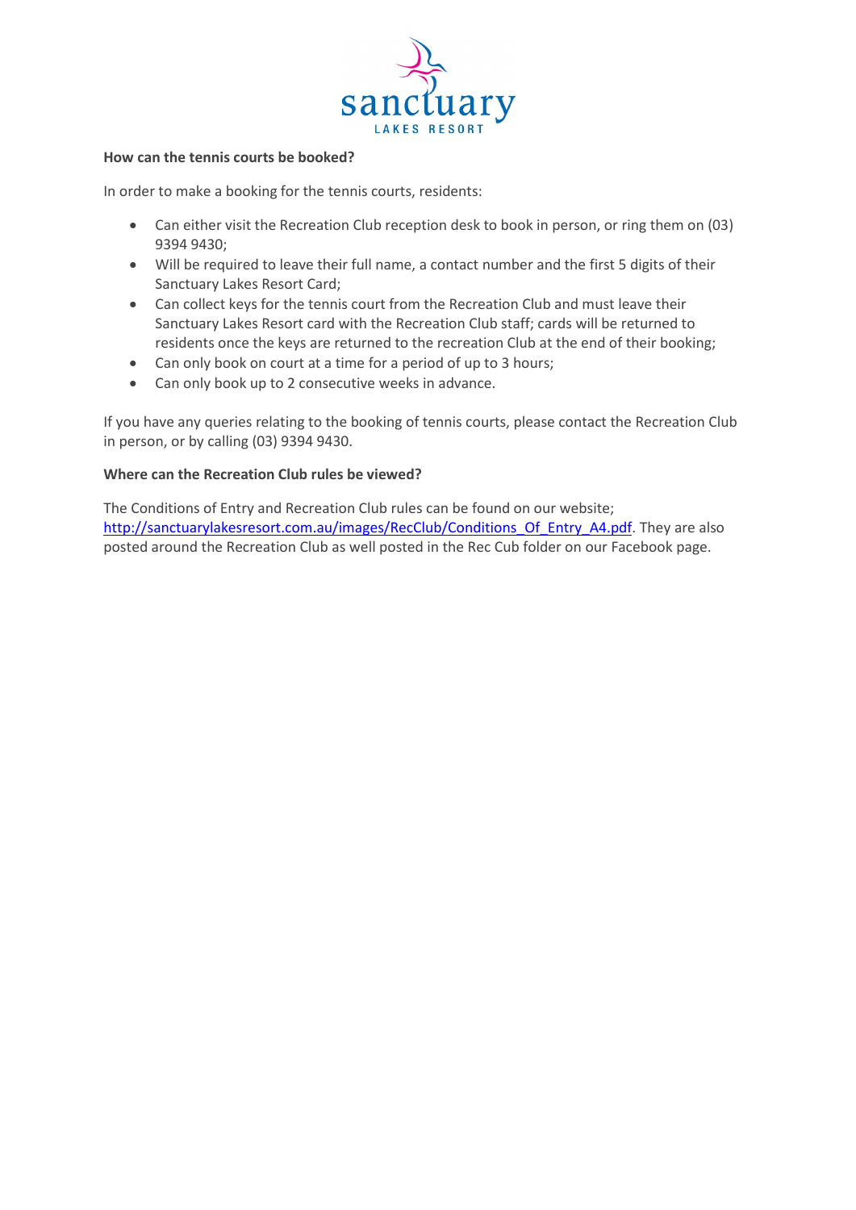**How can the tennis courts be booked?**

In order to make a booking for the tennis courts, residents:

- Can either visit the Recreation Club reception desk to book in person, or ring them on (03) 9394 9430;
- Will be required to leave their full name, a contact number and the first 5 digits of their Sanctuary Lakes Resort Card;
- Can collect keys for the tennis court from the Recreation Club and must leave their Sanctuary Lakes Resort card with the Recreation Club staff; cards will be returned to residents once the keys are returned to the recreation Club at the end of their booking;
- Can only book on court at a time for a period of up to 3 hours;
- Can only book up to 2 consecutive weeks in advance.

If you have any queries relating to the booking of tennis courts, please contact the Recreation Club in person, or by calling (03) 9394 9430.

**Where can the Recreation Club rules be viewed?**

The Conditions of Entry and Recreation Club rules can be found on our website; http://sanctuarylakesresort.com.au/images/RecClub/Conditions_Of_Entry_A4.pdf. They are also posted around the Recreation Club as well posted in the Rec Cub folder on our Facebook page.